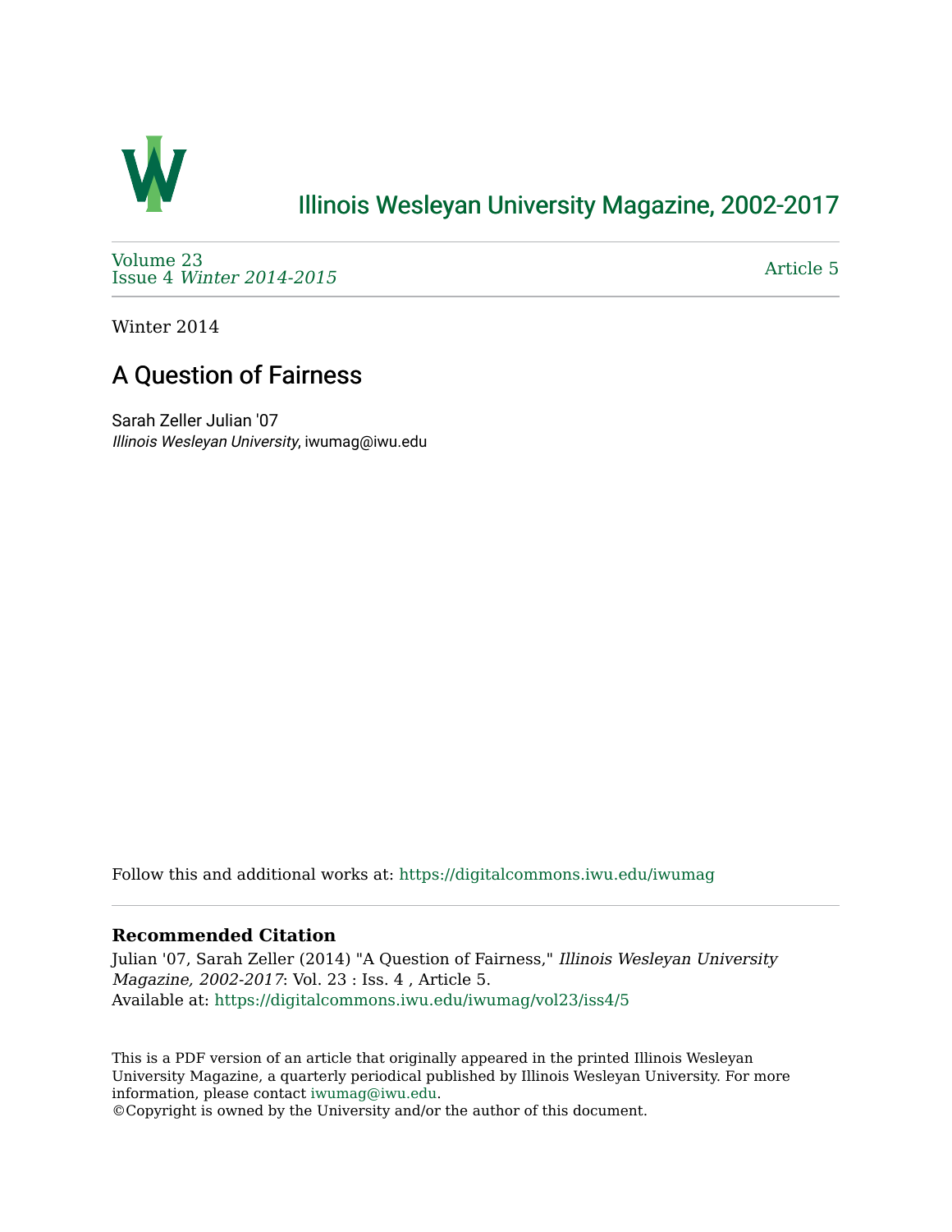# Illinois Wesleyan University Magazine, 2002-2017

Volume 23
Issue 4 *Winter 2014-2015*

Article 5

Winter 2014

## A Question of Fairness

Sarah Zeller Julian '07
*Illinois Wesleyan University*, iwumag@iwu.edu

Follow this and additional works at: https://digitalcommons.iwu.edu/iwumag

**Recommended Citation**
Julian '07, Sarah Zeller (2014) "A Question of Fairness," *Illinois Wesleyan University Magazine, 2002-2017*: Vol. 23 : Iss. 4 , Article 5.
Available at: https://digitalcommons.iwu.edu/iwumag/vol23/iss4/5

This is a PDF version of an article that originally appeared in the printed Illinois Wesleyan University Magazine, a quarterly periodical published by Illinois Wesleyan University. For more information, please contact iwumag@iwu.edu.
©Copyright is owned by the University and/or the author of this document.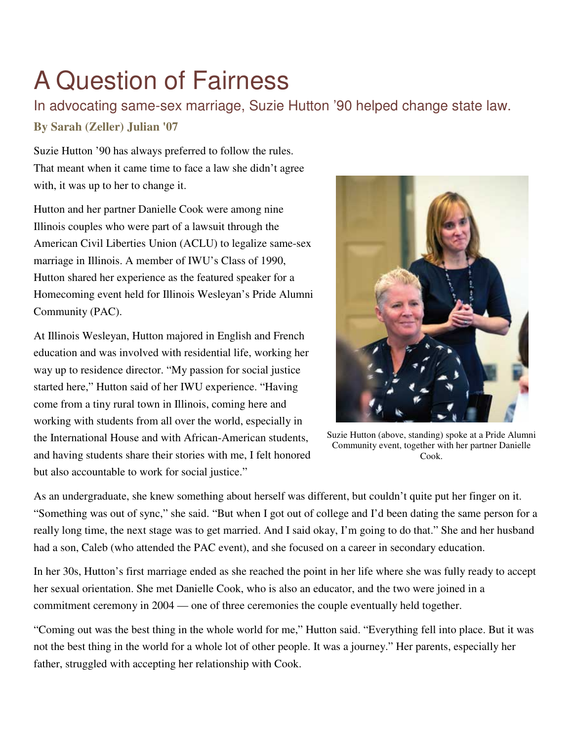# A Question of Fairness

## In advocating same-sex marriage, Suzie Hutton ’90 helped change state law.

**By Sarah (Zeller) Julian '07**

Suzie Hutton ’90 has always preferred to follow the rules. That meant when it came time to face a law she didn’t agree with, it was up to her to change it.

Hutton and her partner Danielle Cook were among nine Illinois couples who were part of a lawsuit through the American Civil Liberties Union (ACLU) to legalize same-sex marriage in Illinois. A member of IWU’s Class of 1990, Hutton shared her experience as the featured speaker for a Homecoming event held for Illinois Wesleyan’s Pride Alumni Community (PAC).

At Illinois Wesleyan, Hutton majored in English and French education and was involved with residential life, working her way up to residence director. “My passion for social justice started here,” Hutton said of her IWU experience. “Having come from a tiny rural town in Illinois, coming here and working with students from all over the world, especially in the International House and with African-American students, and having students share their stories with me, I felt honored but also accountable to work for social justice.”

Suzie Hutton (above, standing) spoke at a Pride Alumni Community event, together with her partner Danielle Cook.

As an undergraduate, she knew something about herself was different, but couldn’t quite put her finger on it. “Something was out of sync,” she said. “But when I got out of college and I’d been dating the same person for a really long time, the next stage was to get married. And I said okay, I’m going to do that.” She and her husband had a son, Caleb (who attended the PAC event), and she focused on a career in secondary education.

In her 30s, Hutton’s first marriage ended as she reached the point in her life where she was fully ready to accept her sexual orientation. She met Danielle Cook, who is also an educator, and the two were joined in a commitment ceremony in 2004 — one of three ceremonies the couple eventually held together.

“Coming out was the best thing in the whole world for me,” Hutton said. “Everything fell into place. But it was not the best thing in the world for a whole lot of other people. It was a journey.” Her parents, especially her father, struggled with accepting her relationship with Cook.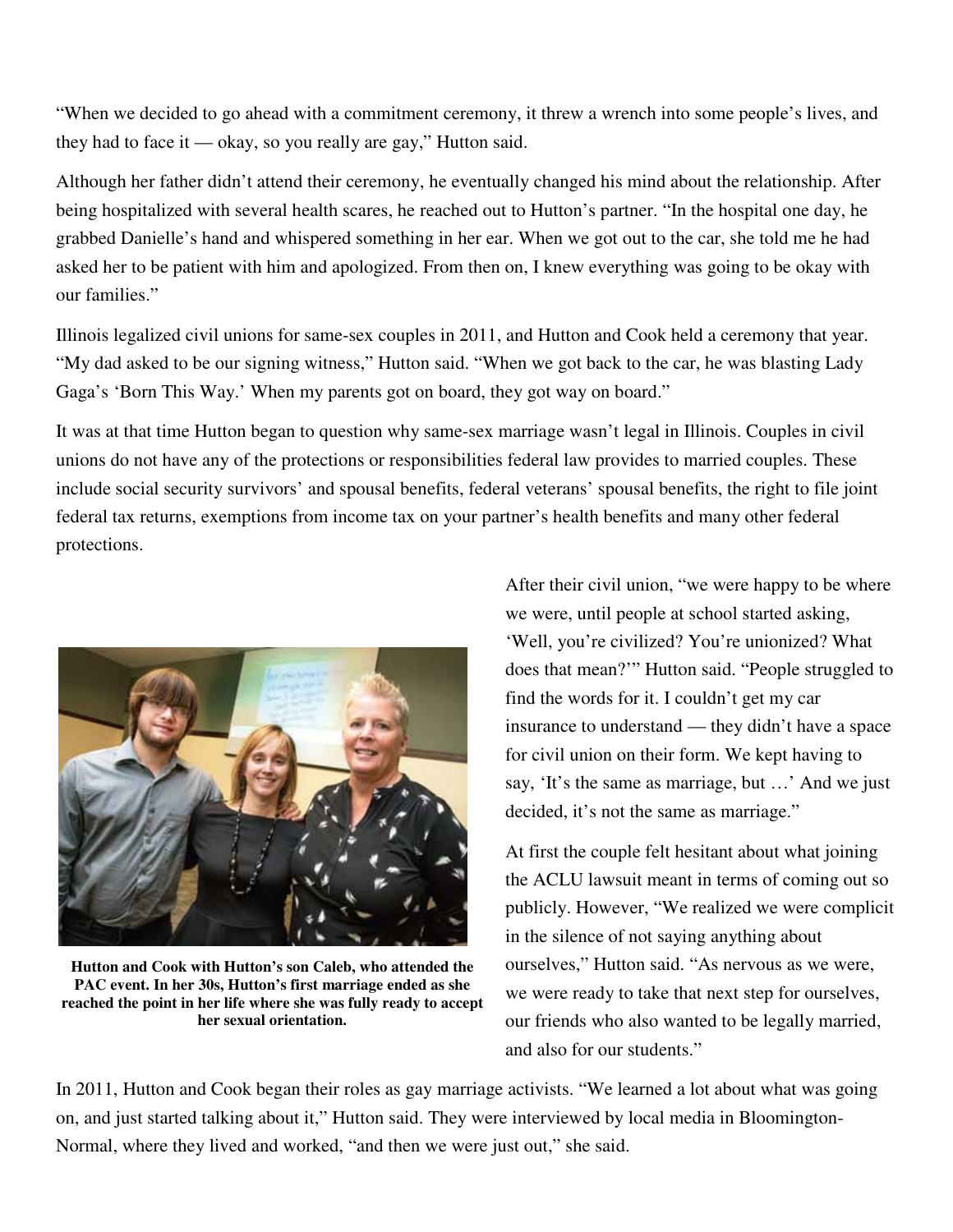"When we decided to go ahead with a commitment ceremony, it threw a wrench into some people's lives, and they had to face it — okay, so you really are gay," Hutton said.

Although her father didn't attend their ceremony, he eventually changed his mind about the relationship. After being hospitalized with several health scares, he reached out to Hutton's partner. "In the hospital one day, he grabbed Danielle's hand and whispered something in her ear. When we got out to the car, she told me he had asked her to be patient with him and apologized. From then on, I knew everything was going to be okay with our families."

Illinois legalized civil unions for same-sex couples in 2011, and Hutton and Cook held a ceremony that year. "My dad asked to be our signing witness," Hutton said. "When we got back to the car, he was blasting Lady Gaga's 'Born This Way.' When my parents got on board, they got way on board."

It was at that time Hutton began to question why same-sex marriage wasn't legal in Illinois. Couples in civil unions do not have any of the protections or responsibilities federal law provides to married couples. These include social security survivors' and spousal benefits, federal veterans' spousal benefits, the right to file joint federal tax returns, exemptions from income tax on your partner's health benefits and many other federal protections.

**Hutton and Cook with Hutton's son Caleb, who attended the PAC event. In her 30s, Hutton's first marriage ended as she reached the point in her life where she was fully ready to accept her sexual orientation.**

After their civil union, "we were happy to be where we were, until people at school started asking, 'Well, you're civilized? You're unionized? What does that mean?'" Hutton said. "People struggled to find the words for it. I couldn't get my car insurance to understand — they didn't have a space for civil union on their form. We kept having to say, 'It's the same as marriage, but …' And we just decided, it's not the same as marriage."

At first the couple felt hesitant about what joining the ACLU lawsuit meant in terms of coming out so publicly. However, "We realized we were complicit in the silence of not saying anything about ourselves," Hutton said. "As nervous as we were, we were ready to take that next step for ourselves, our friends who also wanted to be legally married, and also for our students."

In 2011, Hutton and Cook began their roles as gay marriage activists. "We learned a lot about what was going on, and just started talking about it," Hutton said. They were interviewed by local media in Bloomington-Normal, where they lived and worked, "and then we were just out," she said.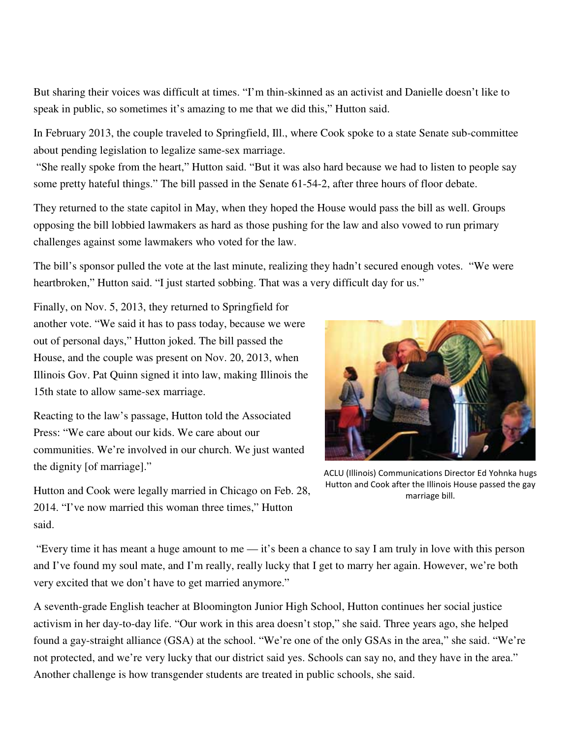But sharing their voices was difficult at times. “I’m thin-skinned as an activist and Danielle doesn’t like to speak in public, so sometimes it’s amazing to me that we did this,” Hutton said.

In February 2013, the couple traveled to Springfield, Ill., where Cook spoke to a state Senate sub-committee about pending legislation to legalize same-sex marriage.

“She really spoke from the heart,” Hutton said. “But it was also hard because we had to listen to people say some pretty hateful things.” The bill passed in the Senate 61-54-2, after three hours of floor debate.

They returned to the state capitol in May, when they hoped the House would pass the bill as well. Groups opposing the bill lobbied lawmakers as hard as those pushing for the law and also vowed to run primary challenges against some lawmakers who voted for the law.

The bill’s sponsor pulled the vote at the last minute, realizing they hadn’t secured enough votes. “We were heartbroken,” Hutton said. “I just started sobbing. That was a very difficult day for us.”

Finally, on Nov. 5, 2013, they returned to Springfield for another vote. “We said it has to pass today, because we were out of personal days,” Hutton joked. The bill passed the House, and the couple was present on Nov. 20, 2013, when Illinois Gov. Pat Quinn signed it into law, making Illinois the 15th state to allow same-sex marriage.

Reacting to the law’s passage, Hutton told the Associated Press: “We care about our kids. We care about our communities. We’re involved in our church. We just wanted the dignity [of marriage].”

ACLU (Illinois) Communications Director Ed Yohnka hugs Hutton and Cook after the Illinois House passed the gay marriage bill.

Hutton and Cook were legally married in Chicago on Feb. 28, 2014. “I’ve now married this woman three times,” Hutton said.

“Every time it has meant a huge amount to me — it’s been a chance to say I am truly in love with this person and I’ve found my soul mate, and I’m really, really lucky that I get to marry her again. However, we’re both very excited that we don’t have to get married anymore.”

A seventh-grade English teacher at Bloomington Junior High School, Hutton continues her social justice activism in her day-to-day life. “Our work in this area doesn’t stop,” she said. Three years ago, she helped found a gay-straight alliance (GSA) at the school. “We’re one of the only GSAs in the area,” she said. “We’re not protected, and we’re very lucky that our district said yes. Schools can say no, and they have in the area.” Another challenge is how transgender students are treated in public schools, she said.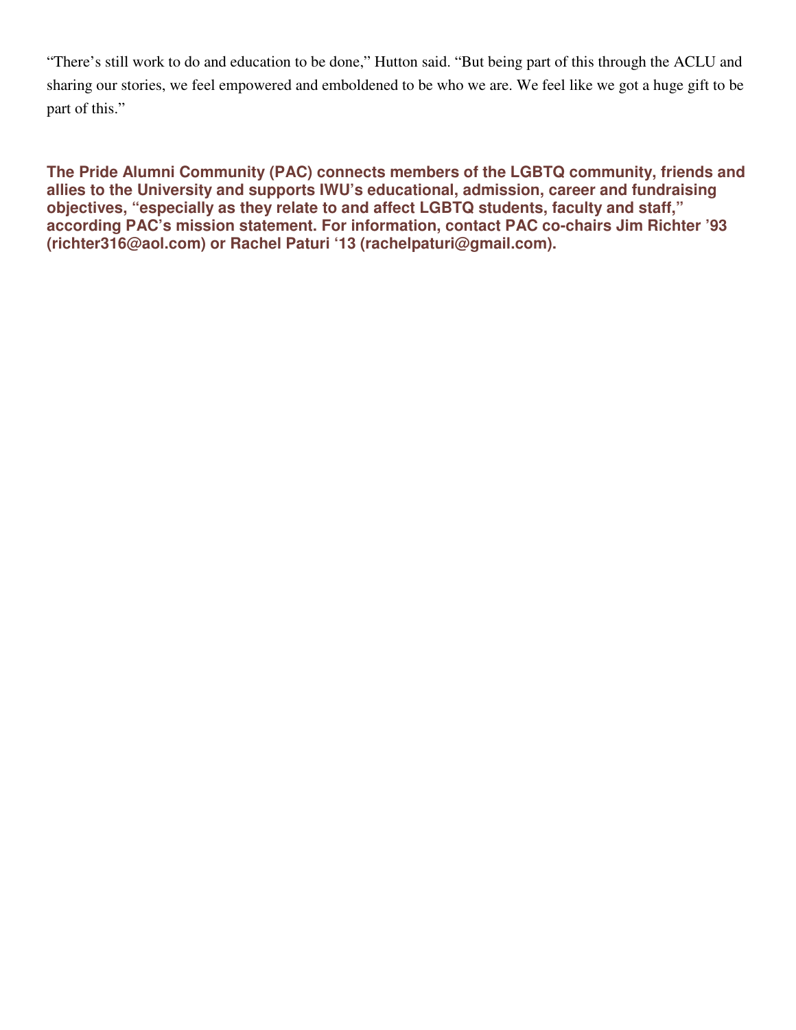"There's still work to do and education to be done," Hutton said. "But being part of this through the ACLU and sharing our stories, we feel empowered and emboldened to be who we are. We feel like we got a huge gift to be part of this."

**The Pride Alumni Community (PAC) connects members of the LGBTQ community, friends and allies to the University and supports IWU's educational, admission, career and fundraising objectives, "especially as they relate to and affect LGBTQ students, faculty and staff," according PAC's mission statement. For information, contact PAC co-chairs Jim Richter '93 (richter316@aol.com) or Rachel Paturi '13 (rachelpaturi@gmail.com).**